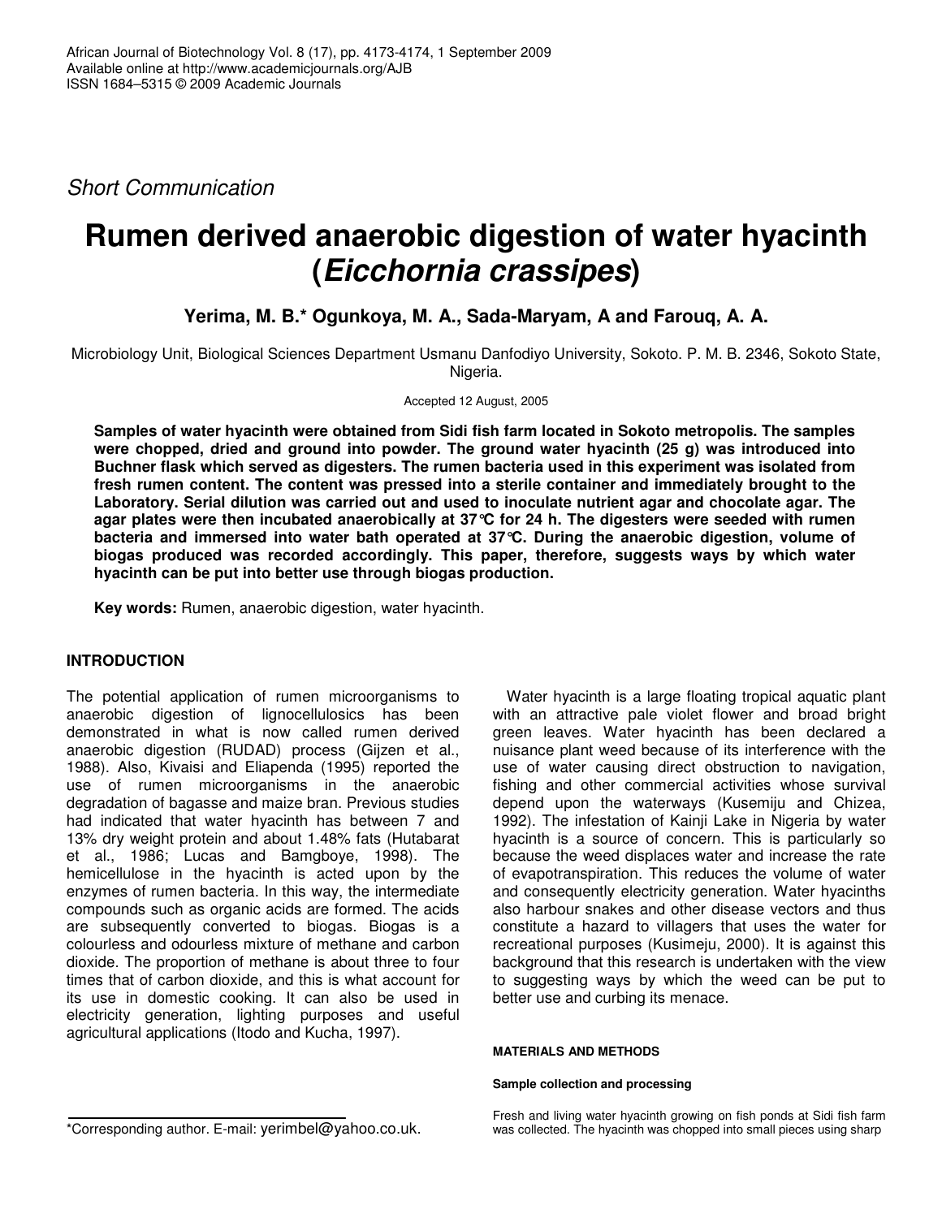*Short Communication*

# Rumen derived anaerobic digestion of water hyacinth (*Eicchornia crassipes*)

**Yerima, M. B.\* Ogunkoya, M. A., Sada-Maryam, A and Farouq, A. A.**

Microbiology Unit, Biological Sciences Department Usmanu Danfodiyo University, Sokoto. P. M. B. 2346, Sokoto State, Nigeria.

Accepted 12 August, 2005

**Samples of water hyacinth were obtained from Sidi fish farm located in Sokoto metropolis. The samples were chopped, dried and ground into powder. The ground water hyacinth (25 g) was introduced into Buchner flask which served as digesters. The rumen bacteria used in this experiment was isolated from fresh rumen content. The content was pressed into a sterile container and immediately brought to the Laboratory. Serial dilution was carried out and used to inoculate nutrient agar and chocolate agar. The agar plates were then incubated anaerobically at 37°C for 24 h. The digesters were seeded with rumen bacteria and immersed into water bath operated at 37°C. During the anaerobic digestion, volume of biogas produced was recorded accordingly. This paper, therefore, suggests ways by which water hyacinth can be put into better use through biogas production.**

**Key words:** Rumen, anaerobic digestion, water hyacinth.

## INTRODUCTION

The potential application of rumen microorganisms to anaerobic digestion of lignocellulosics has been demonstrated in what is now called rumen derived anaerobic digestion (RUDAD) process (Gijzen et al., 1988). Also, Kivaisi and Eliapenda (1995) reported the use of rumen microorganisms in the anaerobic degradation of bagasse and maize bran. Previous studies had indicated that water hyacinth has between 7 and 13% dry weight protein and about 1.48% fats (Hutabarat et al., 1986; Lucas and Bamgboye, 1998). The hemicellulose in the hyacinth is acted upon by the enzymes of rumen bacteria. In this way, the intermediate compounds such as organic acids are formed. The acids are subsequently converted to biogas. Biogas is a colourless and odourless mixture of methane and carbon dioxide. The proportion of methane is about three to four times that of carbon dioxide, and this is what account for its use in domestic cooking. It can also be used in electricity generation, lighting purposes and useful agricultural applications (Itodo and Kucha, 1997).

Water hyacinth is a large floating tropical aquatic plant with an attractive pale violet flower and broad bright green leaves. Water hyacinth has been declared a nuisance plant weed because of its interference with the use of water causing direct obstruction to navigation, fishing and other commercial activities whose survival depend upon the waterways (Kusemiju and Chizea, 1992). The infestation of Kainji Lake in Nigeria by water hyacinth is a source of concern. This is particularly so because the weed displaces water and increase the rate of evapotranspiration. This reduces the volume of water and consequently electricity generation. Water hyacinths also harbour snakes and other disease vectors and thus constitute a hazard to villagers that uses the water for recreational purposes (Kusimeju, 2000). It is against this background that this research is undertaken with the view to suggesting ways by which the weed can be put to better use and curbing its menace.

## MATERIALS AND METHODS

### Sample collection and processing

Fresh and living water hyacinth growing on fish ponds at Sidi fish farm was collected. The hyacinth was chopped into small pieces using sharp

\*Corresponding author. E-mail: yerimbel@yahoo.co.uk.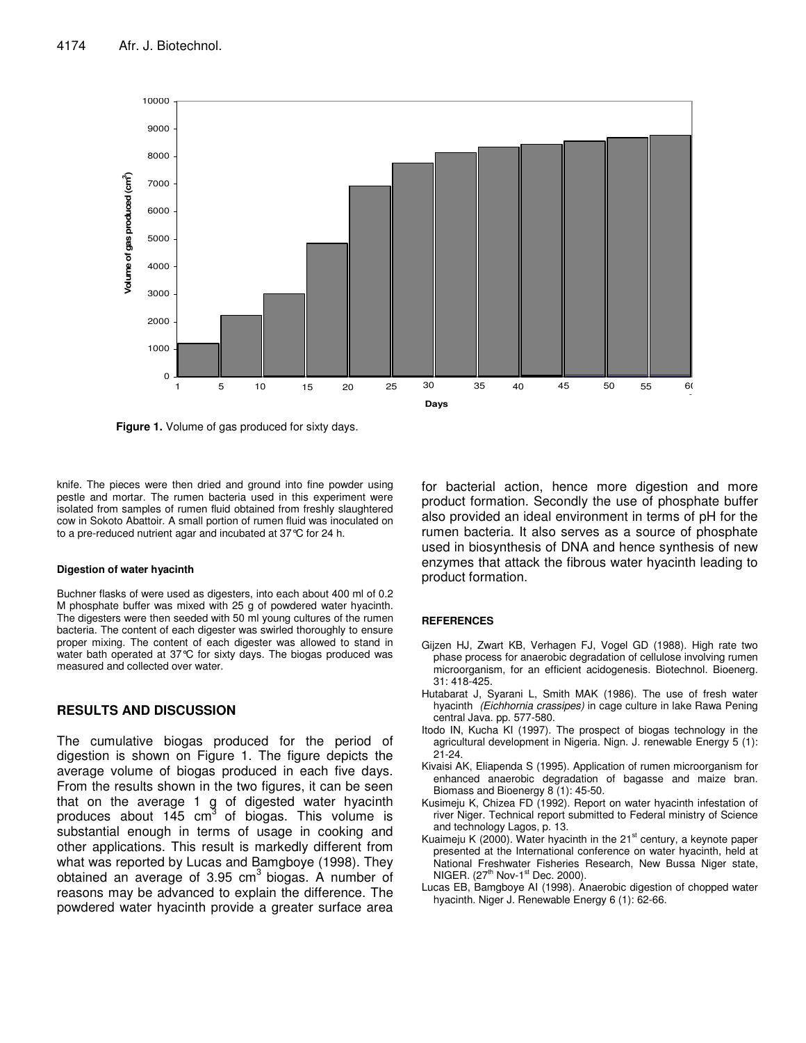10000
9000
8000
7000
6000
5000
4000
3000
2000
1000
0

Volume of gas produced ($cm^3$)

1 5 10 15 20 25 30 35 40 45 50 55 60

Days

**Figure 1.** Volume of gas produced for sixty days.

knife. The pieces were then dried and ground into fine powder using pestle and mortar. The rumen bacteria used in this experiment were isolated from samples of rumen fluid obtained from freshly slaughtered cow in Sokoto Abattoir. A small portion of rumen fluid was inoculated on to a pre-reduced nutrient agar and incubated at 37°C for 24 h.

#### Digestion of water hyacinth

Buchner flasks of were used as digesters, into each about 400 ml of 0.2 M phosphate buffer was mixed with 25 g of powdered water hyacinth. The digesters were then seeded with 50 ml young cultures of the rumen bacteria. The content of each digester was swirled thoroughly to ensure proper mixing. The content of each digester was allowed to stand in water bath operated at 37°C for sixty days. The biogas produced was measured and collected over water.

## RESULTS AND DISCUSSION

The cumulative biogas produced for the period of digestion is shown on Figure 1. The figure depicts the average volume of biogas produced in each five days. From the results shown in the two figures, it can be seen that on the average 1 g of digested water hyacinth produces about 145 $cm^3$ of biogas. This volume is substantial enough in terms of usage in cooking and other applications. This result is markedly different from what was reported by Lucas and Bamgboye (1998). They obtained an average of 3.95 $cm^3$ biogas. A number of reasons may be advanced to explain the difference. The powdered water hyacinth provide a greater surface area for bacterial action, hence more digestion and more product formation. Secondly the use of phosphate buffer also provided an ideal environment in terms of pH for the rumen bacteria. It also serves as a source of phosphate used in biosynthesis of DNA and hence synthesis of new enzymes that attack the fibrous water hyacinth leading to product formation.

#### REFERENCES

Gijzen HJ, Zwart KB, Verhagen FJ, Vogel GD (1988). High rate two phase process for anaerobic degradation of cellulose involving rumen microorganism, for an efficient acidogenesis. Biotechnol. Bioenerg. 31: 418-425.

Hutabarat J, Syarani L, Smith MAK (1986). The use of fresh water hyacinth *(Eichhornia crassipes)* in cage culture in lake Rawa Pening central Java. pp. 577-580.

Itodo IN, Kucha KI (1997). The prospect of biogas technology in the agricultural development in Nigeria. Nign. J. renewable Energy 5 (1): 21-24.

Kivaisi AK, Eliapenda S (1995). Application of rumen microorganism for enhanced anaerobic degradation of bagasse and maize bran. Biomass and Bioenergy 8 (1): 45-50.

Kusimeju K, Chizea FD (1992). Report on water hyacinth infestation of river Niger. Technical report submitted to Federal ministry of Science and technology Lagos, p. 13.

Kuaimeju K (2000). Water hyacinth in the 21st century, a keynote paper presented at the International conference on water hyacinth, held at National Freshwater Fisheries Research, New Bussa Niger state, NIGER. (27th Nov-1st Dec. 2000).

Lucas EB, Bamgboye AI (1998). Anaerobic digestion of chopped water hyacinth. Niger J. Renewable Energy 6 (1): 62-66.